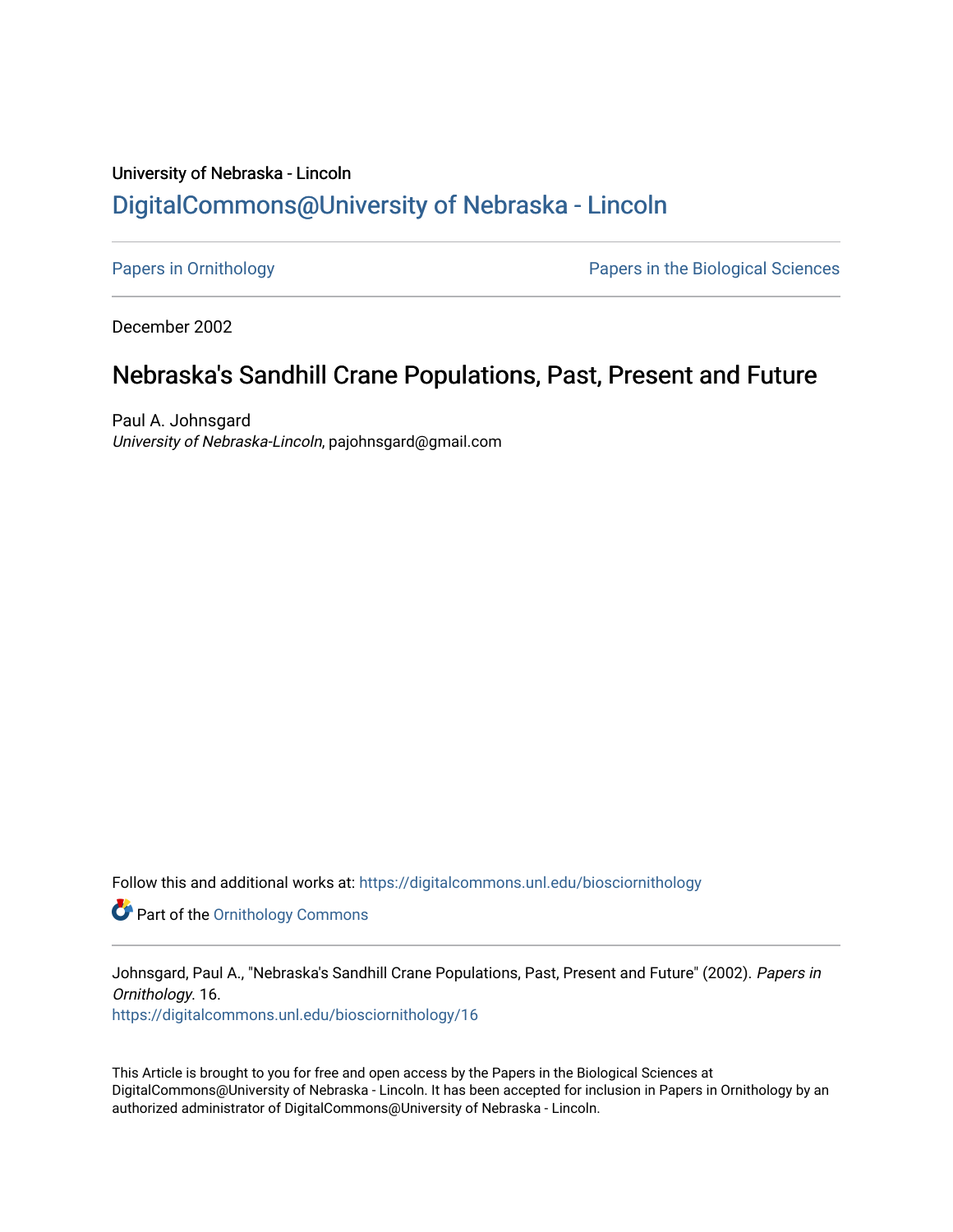University of Nebraska - Lincoln

## DigitalCommons@University of Nebraska - Lincoln

Papers in Ornithology

Papers in the Biological Sciences

December 2002

# Nebraska's Sandhill Crane Populations, Past, Present and Future

Paul A. Johnsgard
*University of Nebraska-Lincoln*, pajohnsgard@gmail.com

Follow this and additional works at: https://digitalcommons.unl.edu/biosciornithology

Part of the Ornithology Commons

Johnsgard, Paul A., "Nebraska's Sandhill Crane Populations, Past, Present and Future" (2002). *Papers in Ornithology*. 16.
https://digitalcommons.unl.edu/biosciornithology/16

This Article is brought to you for free and open access by the Papers in the Biological Sciences at DigitalCommons@University of Nebraska - Lincoln. It has been accepted for inclusion in Papers in Ornithology by an authorized administrator of DigitalCommons@University of Nebraska - Lincoln.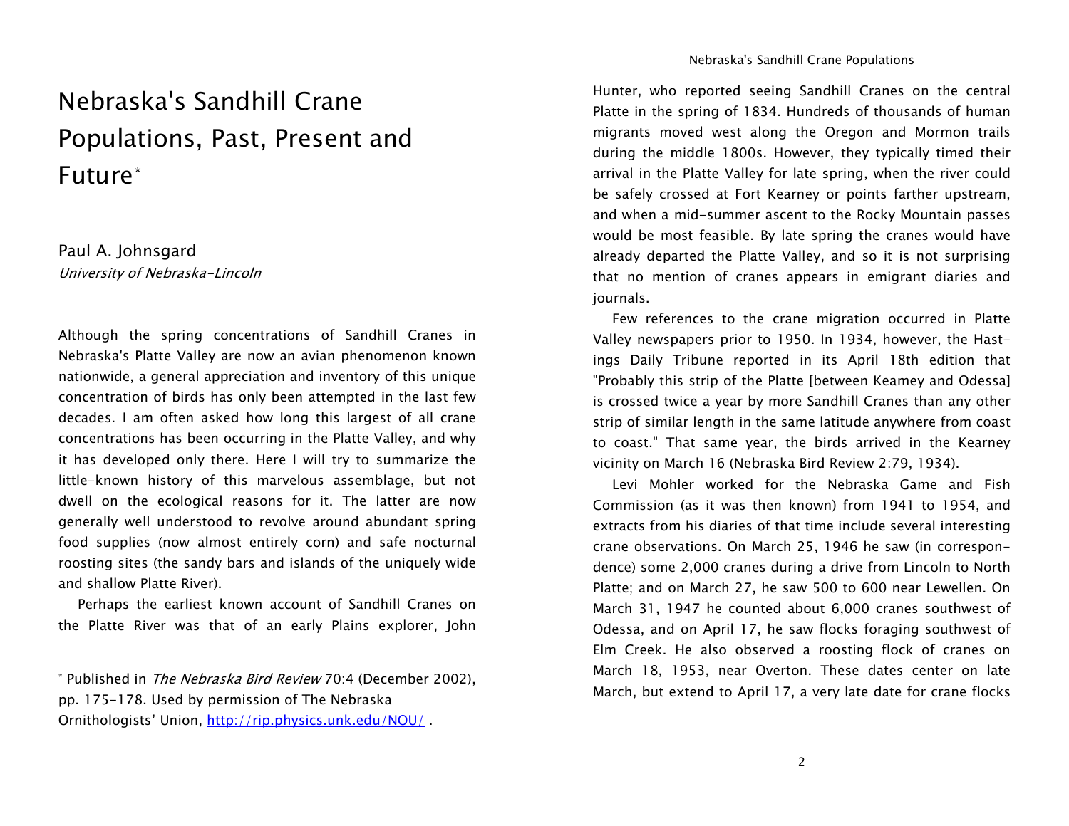# Nebraska's Sandhill Crane Populations, Past, Present and Future*

Paul A. Johnsgard
*University of Nebraska-Lincoln*

Although the spring concentrations of Sandhill Cranes in Nebraska's Platte Valley are now an avian phenomenon known nationwide, a general appreciation and inventory of this unique concentration of birds has only been attempted in the last few decades. I am often asked how long this largest of all crane concentrations has been occurring in the Platte Valley, and why it has developed only there. Here I will try to summarize the little-known history of this marvelous assemblage, but not dwell on the ecological reasons for it. The latter are now generally well understood to revolve around abundant spring food supplies (now almost entirely corn) and safe nocturnal roosting sites (the sandy bars and islands of the uniquely wide and shallow Platte River).

Perhaps the earliest known account of Sandhill Cranes on the Platte River was that of an early Plains explorer, John Hunter, who reported seeing Sandhill Cranes on the central Platte in the spring of 1834. Hundreds of thousands of human migrants moved west along the Oregon and Mormon trails during the middle 1800s. However, they typically timed their arrival in the Platte Valley for late spring, when the river could be safely crossed at Fort Kearney or points farther upstream, and when a mid-summer ascent to the Rocky Mountain passes would be most feasible. By late spring the cranes would have already departed the Platte Valley, and so it is not surprising that no mention of cranes appears in emigrant diaries and journals.

Few references to the crane migration occurred in Platte Valley newspapers prior to 1950. In 1934, however, the Hastings Daily Tribune reported in its April 18th edition that "Probably this strip of the Platte [between Keamey and Odessa] is crossed twice a year by more Sandhill Cranes than any other strip of similar length in the same latitude anywhere from coast to coast." That same year, the birds arrived in the Kearney vicinity on March 16 (Nebraska Bird Review 2:79, 1934).

Levi Mohler worked for the Nebraska Game and Fish Commission (as it was then known) from 1941 to 1954, and extracts from his diaries of that time include several interesting crane observations. On March 25, 1946 he saw (in correspondence) some 2,000 cranes during a drive from Lincoln to North Platte; and on March 27, he saw 500 to 600 near Lewellen. On March 31, 1947 he counted about 6,000 cranes southwest of Odessa, and on April 17, he saw flocks foraging southwest of Elm Creek. He also observed a roosting flock of cranes on March 18, 1953, near Overton. These dates center on late March, but extend to April 17, a very late date for crane flocks

* Published in *The Nebraska Bird Review* 70:4 (December 2002), pp. 175-178. Used by permission of The Nebraska Ornithologists' Union, http://rip.physics.unk.edu/NOU/ .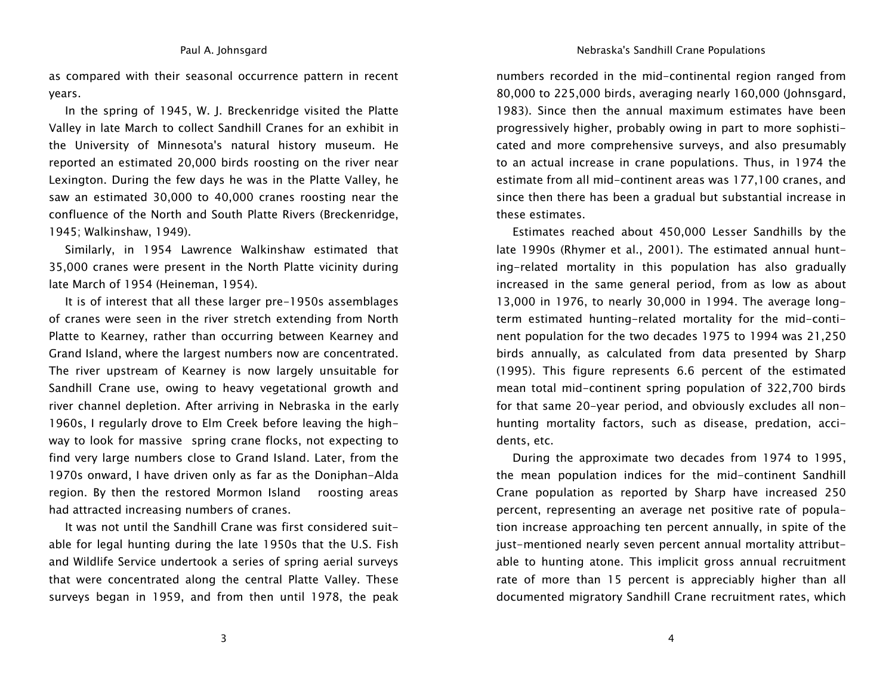as compared with their seasonal occurrence pattern in recent years.

In the spring of 1945, W. J. Breckenridge visited the Platte Valley in late March to collect Sandhill Cranes for an exhibit in the University of Minnesota's natural history museum. He reported an estimated 20,000 birds roosting on the river near Lexington. During the few days he was in the Platte Valley, he saw an estimated 30,000 to 40,000 cranes roosting near the confluence of the North and South Platte Rivers (Breckenridge, 1945; Walkinshaw, 1949).

Similarly, in 1954 Lawrence Walkinshaw estimated that 35,000 cranes were present in the North Platte vicinity during late March of 1954 (Heineman, 1954).

It is of interest that all these larger pre-1950s assemblages of cranes were seen in the river stretch extending from North Platte to Kearney, rather than occurring between Kearney and Grand Island, where the largest numbers now are concentrated. The river upstream of Kearney is now largely unsuitable for Sandhill Crane use, owing to heavy vegetational growth and river channel depletion. After arriving in Nebraska in the early 1960s, I regularly drove to Elm Creek before leaving the highway to look for massive spring crane flocks, not expecting to find very large numbers close to Grand Island. Later, from the 1970s onward, I have driven only as far as the Doniphan-Alda region. By then the restored Mormon Island roosting areas had attracted increasing numbers of cranes.

It was not until the Sandhill Crane was first considered suitable for legal hunting during the late 1950s that the U.S. Fish and Wildlife Service undertook a series of spring aerial surveys that were concentrated along the central Platte Valley. These surveys began in 1959, and from then until 1978, the peak numbers recorded in the mid-continental region ranged from 80,000 to 225,000 birds, averaging nearly 160,000 (Johnsgard, 1983). Since then the annual maximum estimates have been progressively higher, probably owing in part to more sophisticated and more comprehensive surveys, and also presumably to an actual increase in crane populations. Thus, in 1974 the estimate from all mid-continent areas was 177,100 cranes, and since then there has been a gradual but substantial increase in these estimates.

Estimates reached about 450,000 Lesser Sandhills by the late 1990s (Rhymer et al., 2001). The estimated annual hunting-related mortality in this population has also gradually increased in the same general period, from as low as about 13,000 in 1976, to nearly 30,000 in 1994. The average long-term estimated hunting-related mortality for the mid-continent population for the two decades 1975 to 1994 was 21,250 birds annually, as calculated from data presented by Sharp (1995). This figure represents 6.6 percent of the estimated mean total mid-continent spring population of 322,700 birds for that same 20-year period, and obviously excludes all non-hunting mortality factors, such as disease, predation, accidents, etc.

During the approximate two decades from 1974 to 1995, the mean population indices for the mid-continent Sandhill Crane population as reported by Sharp have increased 250 percent, representing an average net positive rate of population increase approaching ten percent annually, in spite of the just-mentioned nearly seven percent annual mortality attributable to hunting atone. This implicit gross annual recruitment rate of more than 15 percent is appreciably higher than all documented migratory Sandhill Crane recruitment rates, which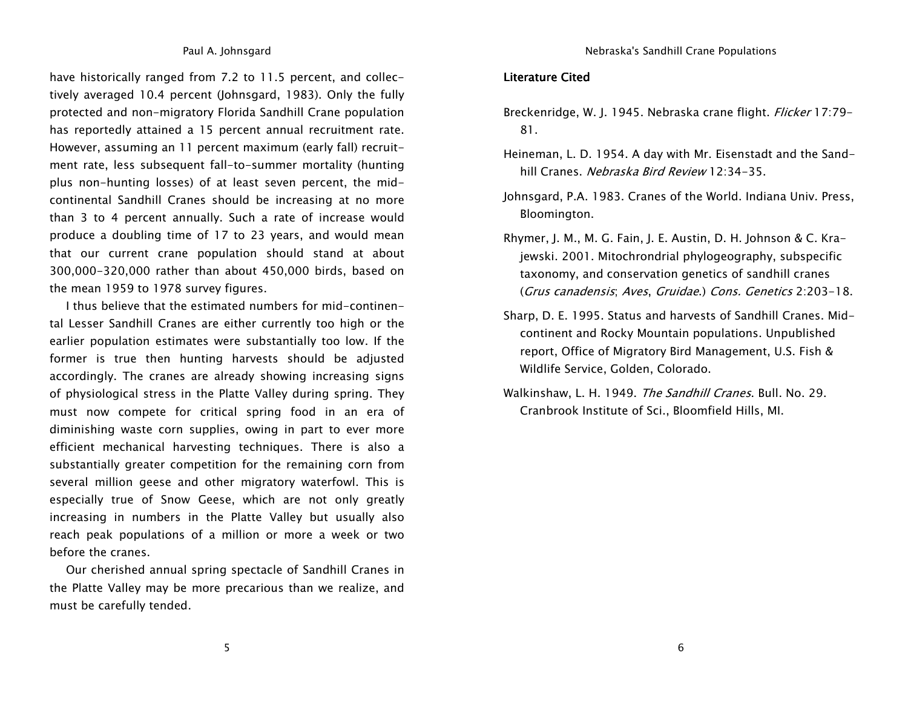have historically ranged from 7.2 to 11.5 percent, and collectively averaged 10.4 percent (Johnsgard, 1983). Only the fully protected and non-migratory Florida Sandhill Crane population has reportedly attained a 15 percent annual recruitment rate. However, assuming an 11 percent maximum (early fall) recruitment rate, less subsequent fall-to-summer mortality (hunting plus non-hunting losses) of at least seven percent, the mid-continental Sandhill Cranes should be increasing at no more than 3 to 4 percent annually. Such a rate of increase would produce a doubling time of 17 to 23 years, and would mean that our current crane population should stand at about 300,000-320,000 rather than about 450,000 birds, based on the mean 1959 to 1978 survey figures.

I thus believe that the estimated numbers for mid-continental Lesser Sandhill Cranes are either currently too high or the earlier population estimates were substantially too low. If the former is true then hunting harvests should be adjusted accordingly. The cranes are already showing increasing signs of physiological stress in the Platte Valley during spring. They must now compete for critical spring food in an era of diminishing waste corn supplies, owing in part to ever more efficient mechanical harvesting techniques. There is also a substantially greater competition for the remaining corn from several million geese and other migratory waterfowl. This is especially true of Snow Geese, which are not only greatly increasing in numbers in the Platte Valley but usually also reach peak populations of a million or more a week or two before the cranes.

Our cherished annual spring spectacle of Sandhill Cranes in the Platte Valley may be more precarious than we realize, and must be carefully tended.

## Literature Cited

Breckenridge, W. J. 1945. Nebraska crane flight. *Flicker* 17:79-81.

Heineman, L. D. 1954. A day with Mr. Eisenstadt and the Sandhill Cranes. *Nebraska Bird Review* 12:34-35.

Johnsgard, P.A. 1983. Cranes of the World. Indiana Univ. Press, Bloomington.

Rhymer, J. M., M. G. Fain, J. E. Austin, D. H. Johnson & C. Krajewski. 2001. Mitochrondrial phylogeography, subspecific taxonomy, and conservation genetics of sandhill cranes (*Grus canadensis*; *Aves*, *Gruidae*.) *Cons. Genetics* 2:203-18.

Sharp, D. E. 1995. Status and harvests of Sandhill Cranes. Mid-continent and Rocky Mountain populations. Unpublished report, Office of Migratory Bird Management, U.S. Fish & Wildlife Service, Golden, Colorado.

Walkinshaw, L. H. 1949. *The Sandhill Cranes*. Bull. No. 29. Cranbrook Institute of Sci., Bloomfield Hills, MI.